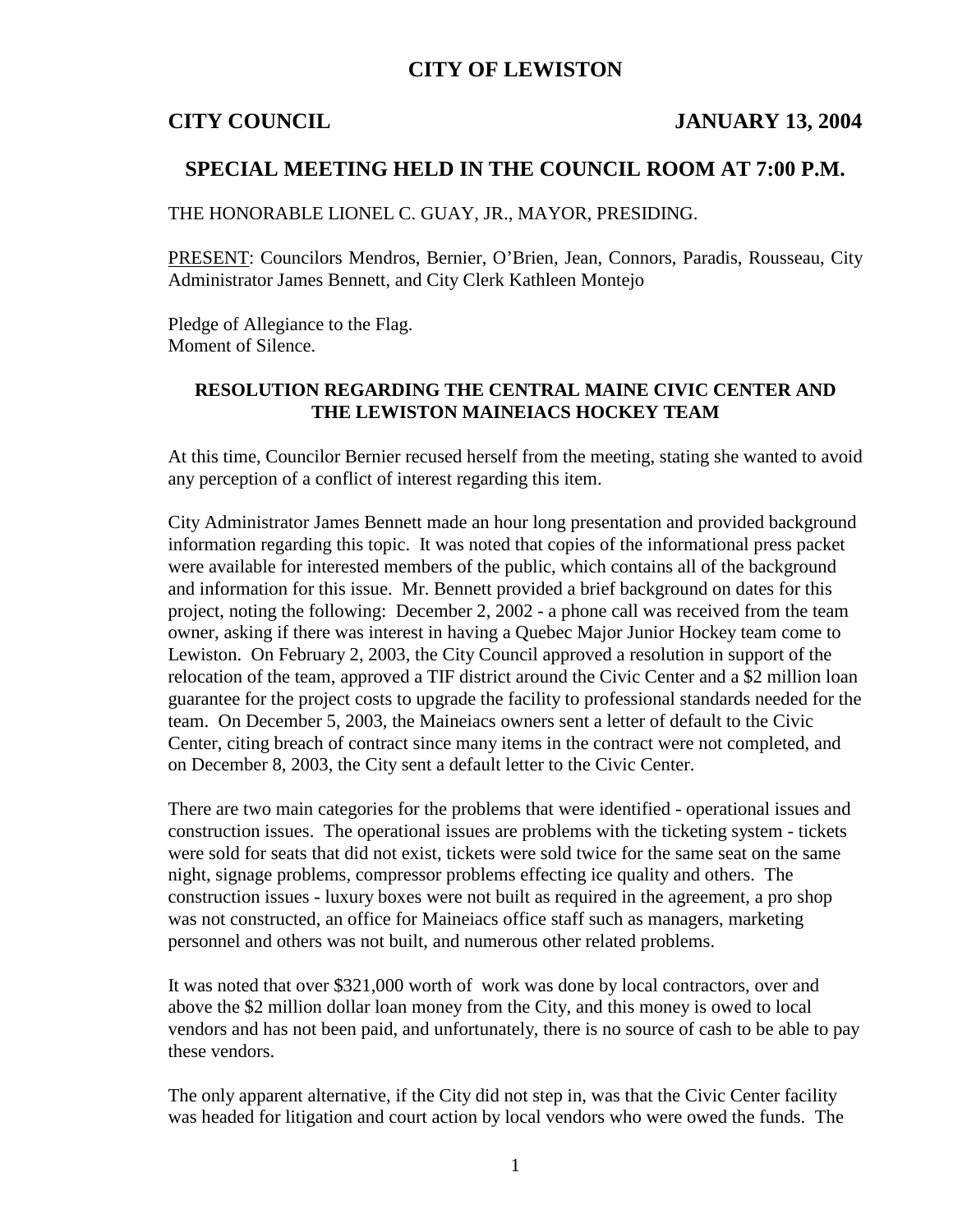# CITY OF LEWISTON

**CITY COUNCIL** **JANUARY 13, 2004**

## SPECIAL MEETING HELD IN THE COUNCIL ROOM AT 7:00 P.M.

THE HONORABLE LIONEL C. GUAY, JR., MAYOR, PRESIDING.

PRESENT: Councilors Mendros, Bernier, O'Brien, Jean, Connors, Paradis, Rousseau, City Administrator James Bennett, and City Clerk Kathleen Montejo

Pledge of Allegiance to the Flag.
Moment of Silence.

### RESOLUTION REGARDING THE CENTRAL MAINE CIVIC CENTER AND THE LEWISTON MAINEIACS HOCKEY TEAM

At this time, Councilor Bernier recused herself from the meeting, stating she wanted to avoid any perception of a conflict of interest regarding this item.

City Administrator James Bennett made an hour long presentation and provided background information regarding this topic. It was noted that copies of the informational press packet were available for interested members of the public, which contains all of the background and information for this issue. Mr. Bennett provided a brief background on dates for this project, noting the following: December 2, 2002 - a phone call was received from the team owner, asking if there was interest in having a Quebec Major Junior Hockey team come to Lewiston. On February 2, 2003, the City Council approved a resolution in support of the relocation of the team, approved a TIF district around the Civic Center and a $2 million loan guarantee for the project costs to upgrade the facility to professional standards needed for the team. On December 5, 2003, the Maineiacs owners sent a letter of default to the Civic Center, citing breach of contract since many items in the contract were not completed, and on December 8, 2003, the City sent a default letter to the Civic Center.

There are two main categories for the problems that were identified - operational issues and construction issues. The operational issues are problems with the ticketing system - tickets were sold for seats that did not exist, tickets were sold twice for the same seat on the same night, signage problems, compressor problems effecting ice quality and others. The construction issues - luxury boxes were not built as required in the agreement, a pro shop was not constructed, an office for Maineiacs office staff such as managers, marketing personnel and others was not built, and numerous other related problems.

It was noted that over $321,000 worth of work was done by local contractors, over and above the $2 million dollar loan money from the City, and this money is owed to local vendors and has not been paid, and unfortunately, there is no source of cash to be able to pay these vendors.

The only apparent alternative, if the City did not step in, was that the Civic Center facility was headed for litigation and court action by local vendors who were owed the funds. The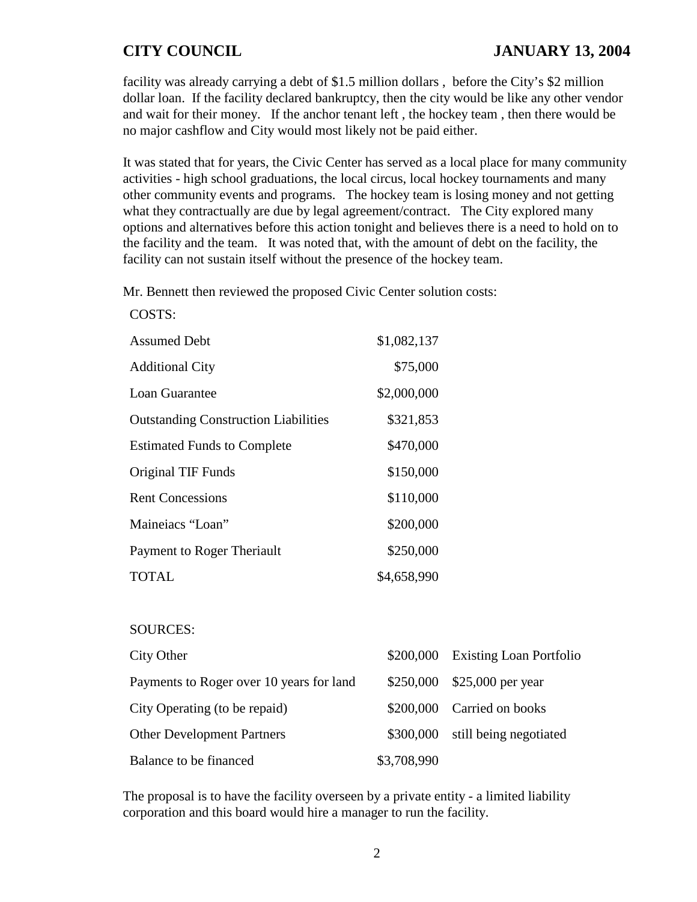facility was already carrying a debt of $1.5 million dollars ,  before the City's $2 million dollar loan.  If the facility declared bankruptcy, then the city would be like any other vendor and wait for their money.   If the anchor tenant left , the hockey team , then there would be no major cashflow and City would most likely not be paid either.

It was stated that for years, the Civic Center has served as a local place for many community activities - high school graduations, the local circus, local hockey tournaments and many other community events and programs.   The hockey team is losing money and not getting what they contractually are due by legal agreement/contract.   The City explored many options and alternatives before this action tonight and believes there is a need to hold on to the facility and the team.   It was noted that, with the amount of debt on the facility, the facility can not sustain itself without the presence of the hockey team.

Mr. Bennett then reviewed the proposed Civic Center solution costs:

COSTS:

| | |
|---|---:|
| Assumed Debt | $1,082,137 |
| Additional City | $75,000 |
| Loan Guarantee | $2,000,000 |
| Outstanding Construction Liabilities | $321,853 |
| Estimated Funds to Complete | $470,000 |
| Original TIF Funds | $150,000 |
| Rent Concessions | $110,000 |
| Maineiacs "Loan" | $200,000 |
| Payment to Roger Theriault | $250,000 |
| TOTAL | $4,658,990 |

SOURCES:

| | | |
|---|---:|---|
| City Other | $200,000 | Existing Loan Portfolio |
| Payments to Roger over 10 years for land | $250,000 | $25,000 per year |
| City Operating (to be repaid) | $200,000 | Carried on books |
| Other Development Partners | $300,000 | still being negotiated |
| Balance to be financed | $3,708,990 | |

The proposal is to have the facility overseen by a private entity - a limited liability corporation and this board would hire a manager to run the facility.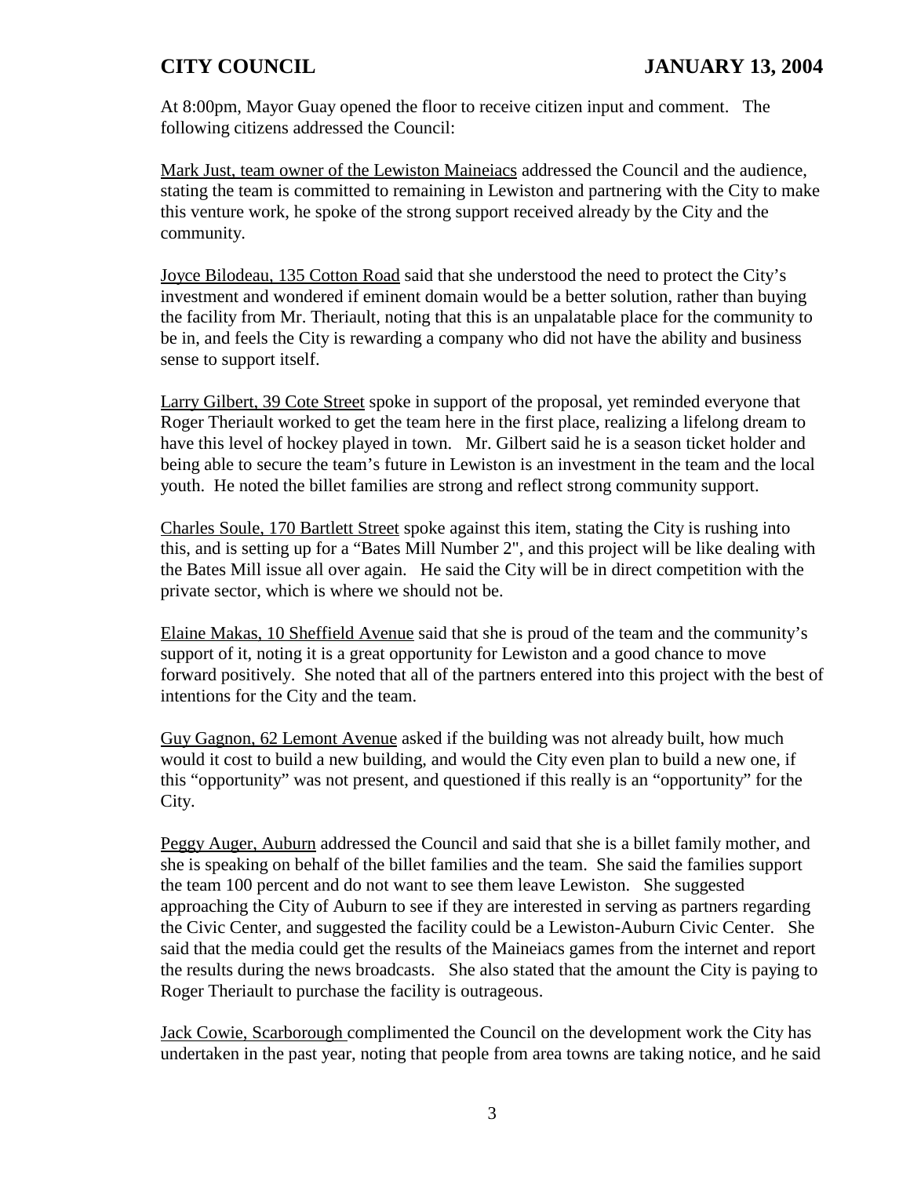At 8:00pm, Mayor Guay opened the floor to receive citizen input and comment. The following citizens addressed the Council:

<u>Mark Just, team owner of the Lewiston Maineiacs</u> addressed the Council and the audience, stating the team is committed to remaining in Lewiston and partnering with the City to make this venture work, he spoke of the strong support received already by the City and the community.

<u>Joyce Bilodeau, 135 Cotton Road</u> said that she understood the need to protect the City's investment and wondered if eminent domain would be a better solution, rather than buying the facility from Mr. Theriault, noting that this is an unpalatable place for the community to be in, and feels the City is rewarding a company who did not have the ability and business sense to support itself.

<u>Larry Gilbert, 39 Cote Street</u> spoke in support of the proposal, yet reminded everyone that Roger Theriault worked to get the team here in the first place, realizing a lifelong dream to have this level of hockey played in town. Mr. Gilbert said he is a season ticket holder and being able to secure the team's future in Lewiston is an investment in the team and the local youth. He noted the billet families are strong and reflect strong community support.

<u>Charles Soule, 170 Bartlett Street</u> spoke against this item, stating the City is rushing into this, and is setting up for a "Bates Mill Number 2", and this project will be like dealing with the Bates Mill issue all over again. He said the City will be in direct competition with the private sector, which is where we should not be.

<u>Elaine Makas, 10 Sheffield Avenue</u> said that she is proud of the team and the community's support of it, noting it is a great opportunity for Lewiston and a good chance to move forward positively. She noted that all of the partners entered into this project with the best of intentions for the City and the team.

<u>Guy Gagnon, 62 Lemont Avenue</u> asked if the building was not already built, how much would it cost to build a new building, and would the City even plan to build a new one, if this "opportunity" was not present, and questioned if this really is an "opportunity" for the City.

<u>Peggy Auger, Auburn</u> addressed the Council and said that she is a billet family mother, and she is speaking on behalf of the billet families and the team. She said the families support the team 100 percent and do not want to see them leave Lewiston. She suggested approaching the City of Auburn to see if they are interested in serving as partners regarding the Civic Center, and suggested the facility could be a Lewiston-Auburn Civic Center. She said that the media could get the results of the Maineiacs games from the internet and report the results during the news broadcasts. She also stated that the amount the City is paying to Roger Theriault to purchase the facility is outrageous.

<u>Jack Cowie, Scarborough</u> complimented the Council on the development work the City has undertaken in the past year, noting that people from area towns are taking notice, and he said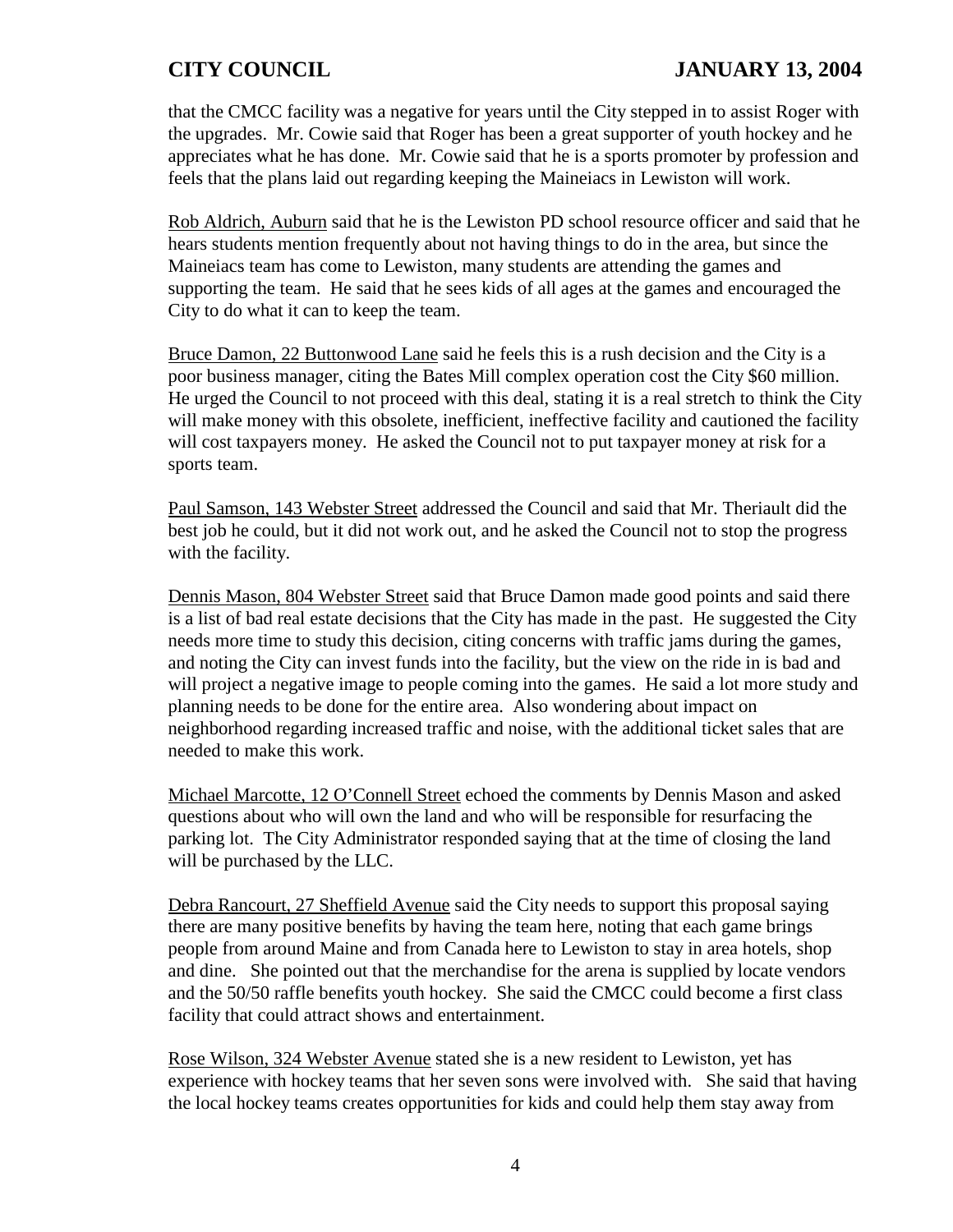that the CMCC facility was a negative for years until the City stepped in to assist Roger with the upgrades. Mr. Cowie said that Roger has been a great supporter of youth hockey and he appreciates what he has done. Mr. Cowie said that he is a sports promoter by profession and feels that the plans laid out regarding keeping the Maineiacs in Lewiston will work.

Rob Aldrich, Auburn said that he is the Lewiston PD school resource officer and said that he hears students mention frequently about not having things to do in the area, but since the Maineiacs team has come to Lewiston, many students are attending the games and supporting the team. He said that he sees kids of all ages at the games and encouraged the City to do what it can to keep the team.

Bruce Damon, 22 Buttonwood Lane said he feels this is a rush decision and the City is a poor business manager, citing the Bates Mill complex operation cost the City $60 million. He urged the Council to not proceed with this deal, stating it is a real stretch to think the City will make money with this obsolete, inefficient, ineffective facility and cautioned the facility will cost taxpayers money. He asked the Council not to put taxpayer money at risk for a sports team.

Paul Samson, 143 Webster Street addressed the Council and said that Mr. Theriault did the best job he could, but it did not work out, and he asked the Council not to stop the progress with the facility.

Dennis Mason, 804 Webster Street said that Bruce Damon made good points and said there is a list of bad real estate decisions that the City has made in the past. He suggested the City needs more time to study this decision, citing concerns with traffic jams during the games, and noting the City can invest funds into the facility, but the view on the ride in is bad and will project a negative image to people coming into the games. He said a lot more study and planning needs to be done for the entire area. Also wondering about impact on neighborhood regarding increased traffic and noise, with the additional ticket sales that are needed to make this work.

Michael Marcotte, 12 O'Connell Street echoed the comments by Dennis Mason and asked questions about who will own the land and who will be responsible for resurfacing the parking lot. The City Administrator responded saying that at the time of closing the land will be purchased by the LLC.

Debra Rancourt, 27 Sheffield Avenue said the City needs to support this proposal saying there are many positive benefits by having the team here, noting that each game brings people from around Maine and from Canada here to Lewiston to stay in area hotels, shop and dine. She pointed out that the merchandise for the arena is supplied by locate vendors and the 50/50 raffle benefits youth hockey. She said the CMCC could become a first class facility that could attract shows and entertainment.

Rose Wilson, 324 Webster Avenue stated she is a new resident to Lewiston, yet has experience with hockey teams that her seven sons were involved with. She said that having the local hockey teams creates opportunities for kids and could help them stay away from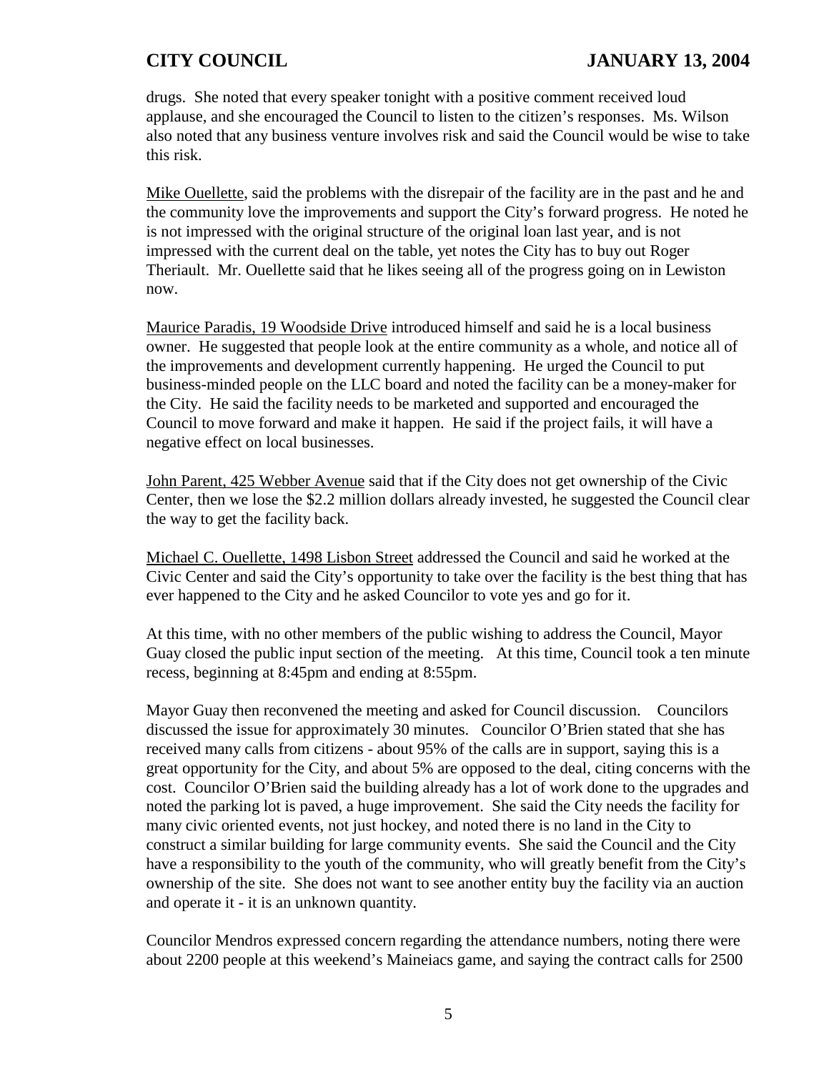drugs. She noted that every speaker tonight with a positive comment received loud applause, and she encouraged the Council to listen to the citizen's responses. Ms. Wilson also noted that any business venture involves risk and said the Council would be wise to take this risk.

Mike Ouellette, said the problems with the disrepair of the facility are in the past and he and the community love the improvements and support the City's forward progress. He noted he is not impressed with the original structure of the original loan last year, and is not impressed with the current deal on the table, yet notes the City has to buy out Roger Theriault. Mr. Ouellette said that he likes seeing all of the progress going on in Lewiston now.

Maurice Paradis, 19 Woodside Drive introduced himself and said he is a local business owner. He suggested that people look at the entire community as a whole, and notice all of the improvements and development currently happening. He urged the Council to put business-minded people on the LLC board and noted the facility can be a money-maker for the City. He said the facility needs to be marketed and supported and encouraged the Council to move forward and make it happen. He said if the project fails, it will have a negative effect on local businesses.

John Parent, 425 Webber Avenue said that if the City does not get ownership of the Civic Center, then we lose the $2.2 million dollars already invested, he suggested the Council clear the way to get the facility back.

Michael C. Ouellette, 1498 Lisbon Street addressed the Council and said he worked at the Civic Center and said the City's opportunity to take over the facility is the best thing that has ever happened to the City and he asked Councilor to vote yes and go for it.

At this time, with no other members of the public wishing to address the Council, Mayor Guay closed the public input section of the meeting. At this time, Council took a ten minute recess, beginning at 8:45pm and ending at 8:55pm.

Mayor Guay then reconvened the meeting and asked for Council discussion. Councilors discussed the issue for approximately 30 minutes. Councilor O'Brien stated that she has received many calls from citizens - about 95% of the calls are in support, saying this is a great opportunity for the City, and about 5% are opposed to the deal, citing concerns with the cost. Councilor O'Brien said the building already has a lot of work done to the upgrades and noted the parking lot is paved, a huge improvement. She said the City needs the facility for many civic oriented events, not just hockey, and noted there is no land in the City to construct a similar building for large community events. She said the Council and the City have a responsibility to the youth of the community, who will greatly benefit from the City's ownership of the site. She does not want to see another entity buy the facility via an auction and operate it - it is an unknown quantity.

Councilor Mendros expressed concern regarding the attendance numbers, noting there were about 2200 people at this weekend's Maineiacs game, and saying the contract calls for 2500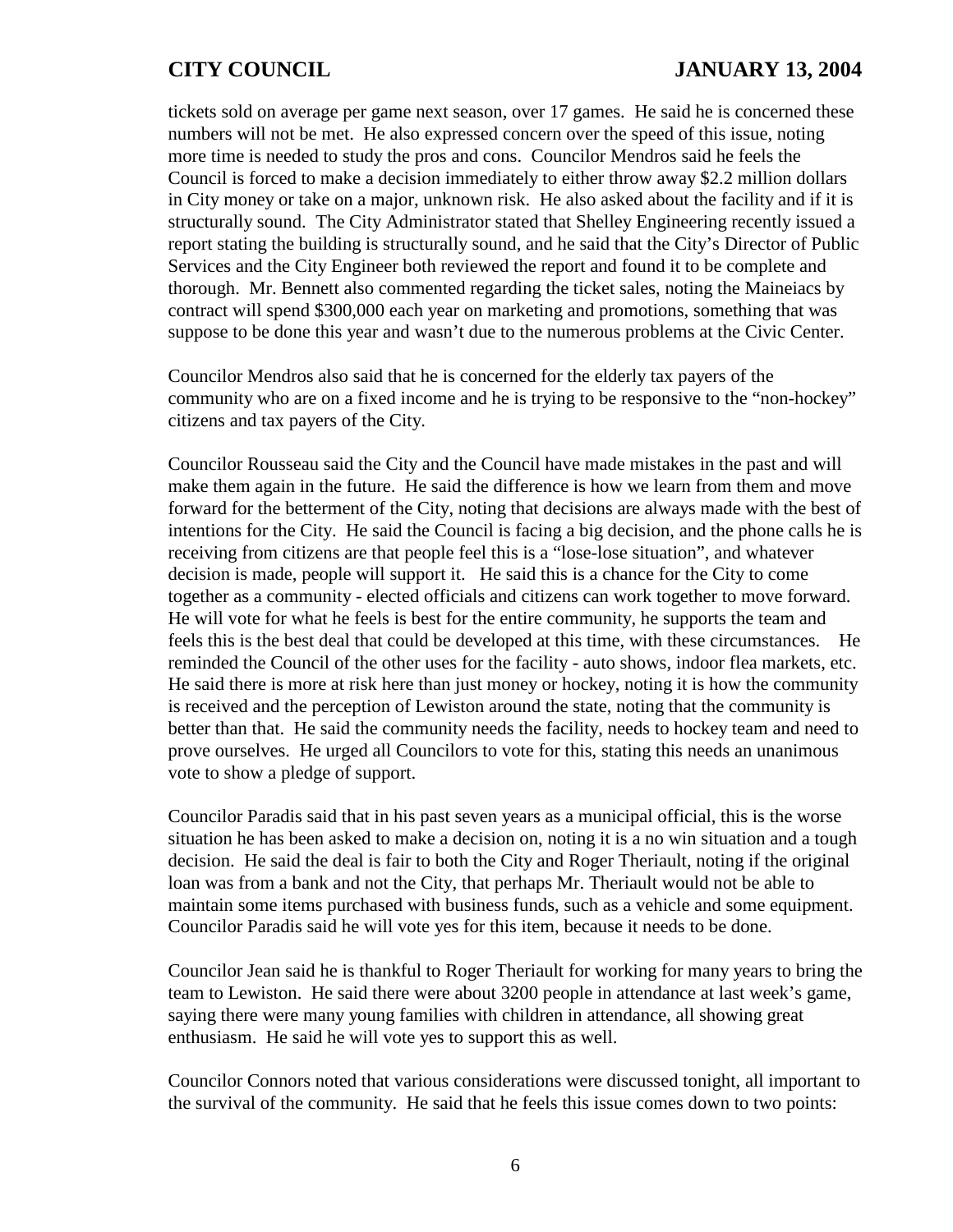tickets sold on average per game next season, over 17 games. He said he is concerned these numbers will not be met. He also expressed concern over the speed of this issue, noting more time is needed to study the pros and cons. Councilor Mendros said he feels the Council is forced to make a decision immediately to either throw away $2.2 million dollars in City money or take on a major, unknown risk. He also asked about the facility and if it is structurally sound. The City Administrator stated that Shelley Engineering recently issued a report stating the building is structurally sound, and he said that the City's Director of Public Services and the City Engineer both reviewed the report and found it to be complete and thorough. Mr. Bennett also commented regarding the ticket sales, noting the Maineiacs by contract will spend $300,000 each year on marketing and promotions, something that was suppose to be done this year and wasn't due to the numerous problems at the Civic Center.

Councilor Mendros also said that he is concerned for the elderly tax payers of the community who are on a fixed income and he is trying to be responsive to the "non-hockey" citizens and tax payers of the City.

Councilor Rousseau said the City and the Council have made mistakes in the past and will make them again in the future. He said the difference is how we learn from them and move forward for the betterment of the City, noting that decisions are always made with the best of intentions for the City. He said the Council is facing a big decision, and the phone calls he is receiving from citizens are that people feel this is a "lose-lose situation", and whatever decision is made, people will support it. He said this is a chance for the City to come together as a community - elected officials and citizens can work together to move forward. He will vote for what he feels is best for the entire community, he supports the team and feels this is the best deal that could be developed at this time, with these circumstances. He reminded the Council of the other uses for the facility - auto shows, indoor flea markets, etc. He said there is more at risk here than just money or hockey, noting it is how the community is received and the perception of Lewiston around the state, noting that the community is better than that. He said the community needs the facility, needs to hockey team and need to prove ourselves. He urged all Councilors to vote for this, stating this needs an unanimous vote to show a pledge of support.

Councilor Paradis said that in his past seven years as a municipal official, this is the worse situation he has been asked to make a decision on, noting it is a no win situation and a tough decision. He said the deal is fair to both the City and Roger Theriault, noting if the original loan was from a bank and not the City, that perhaps Mr. Theriault would not be able to maintain some items purchased with business funds, such as a vehicle and some equipment. Councilor Paradis said he will vote yes for this item, because it needs to be done.

Councilor Jean said he is thankful to Roger Theriault for working for many years to bring the team to Lewiston. He said there were about 3200 people in attendance at last week's game, saying there were many young families with children in attendance, all showing great enthusiasm. He said he will vote yes to support this as well.

Councilor Connors noted that various considerations were discussed tonight, all important to the survival of the community. He said that he feels this issue comes down to two points: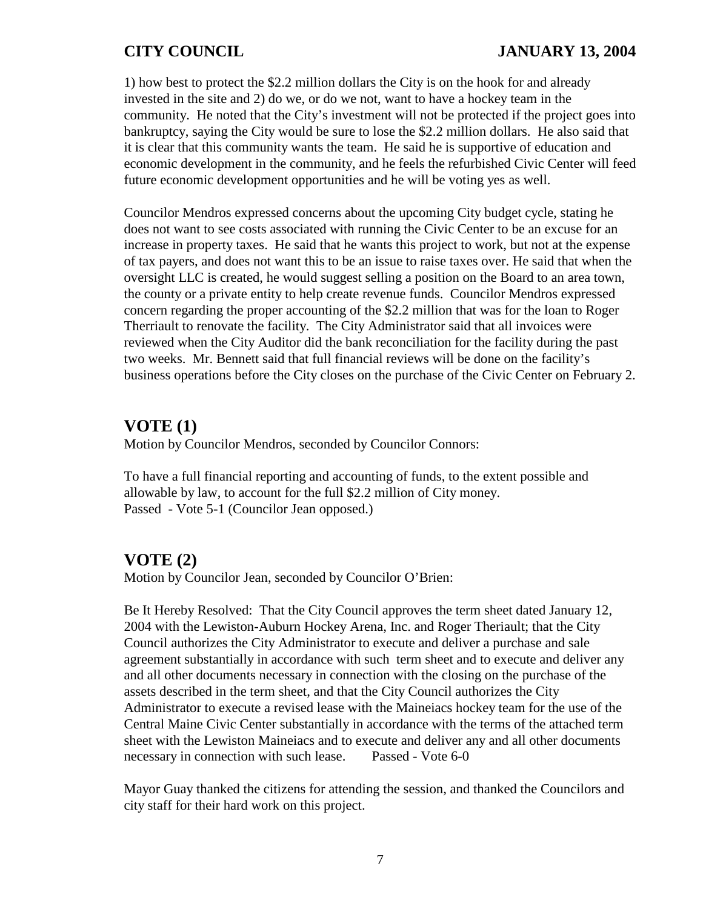1) how best to protect the $2.2 million dollars the City is on the hook for and already invested in the site and 2) do we, or do we not, want to have a hockey team in the community. He noted that the City's investment will not be protected if the project goes into bankruptcy, saying the City would be sure to lose the $2.2 million dollars. He also said that it is clear that this community wants the team. He said he is supportive of education and economic development in the community, and he feels the refurbished Civic Center will feed future economic development opportunities and he will be voting yes as well.

Councilor Mendros expressed concerns about the upcoming City budget cycle, stating he does not want to see costs associated with running the Civic Center to be an excuse for an increase in property taxes. He said that he wants this project to work, but not at the expense of tax payers, and does not want this to be an issue to raise taxes over. He said that when the oversight LLC is created, he would suggest selling a position on the Board to an area town, the county or a private entity to help create revenue funds. Councilor Mendros expressed concern regarding the proper accounting of the $2.2 million that was for the loan to Roger Therriault to renovate the facility. The City Administrator said that all invoices were reviewed when the City Auditor did the bank reconciliation for the facility during the past two weeks. Mr. Bennett said that full financial reviews will be done on the facility's business operations before the City closes on the purchase of the Civic Center on February 2.

## VOTE (1)

Motion by Councilor Mendros, seconded by Councilor Connors:

To have a full financial reporting and accounting of funds, to the extent possible and allowable by law, to account for the full $2.2 million of City money.
Passed - Vote 5-1 (Councilor Jean opposed.)

## VOTE (2)

Motion by Councilor Jean, seconded by Councilor O'Brien:

Be It Hereby Resolved: That the City Council approves the term sheet dated January 12, 2004 with the Lewiston-Auburn Hockey Arena, Inc. and Roger Theriault; that the City Council authorizes the City Administrator to execute and deliver a purchase and sale agreement substantially in accordance with such term sheet and to execute and deliver any and all other documents necessary in connection with the closing on the purchase of the assets described in the term sheet, and that the City Council authorizes the City Administrator to execute a revised lease with the Maineiacs hockey team for the use of the Central Maine Civic Center substantially in accordance with the terms of the attached term sheet with the Lewiston Maineiacs and to execute and deliver any and all other documents necessary in connection with such lease. Passed - Vote 6-0

Mayor Guay thanked the citizens for attending the session, and thanked the Councilors and city staff for their hard work on this project.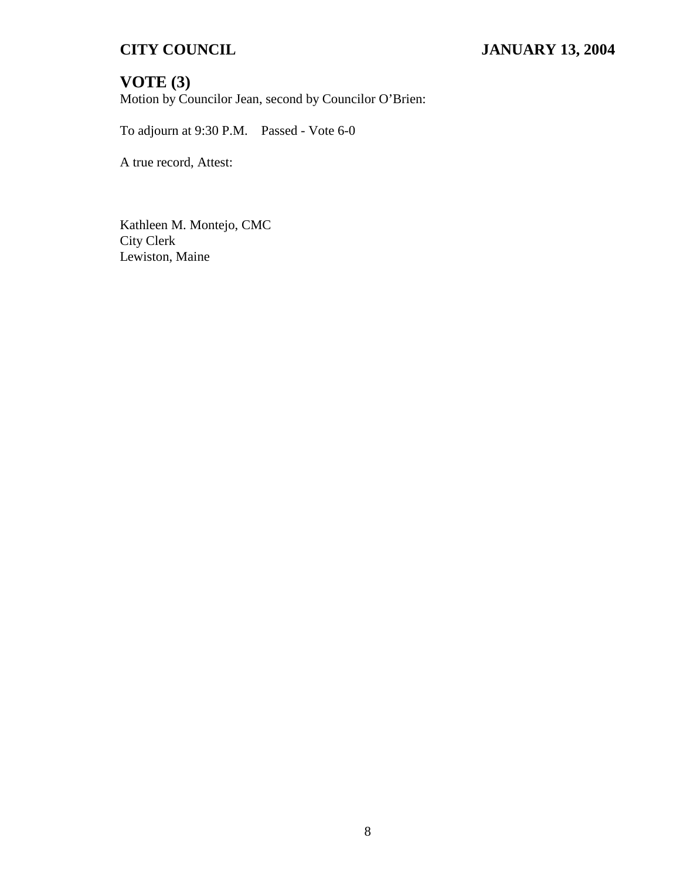## VOTE (3)

Motion by Councilor Jean, second by Councilor O'Brien:

To adjourn at 9:30 P.M. Passed - Vote 6-0

A true record, Attest:

Kathleen M. Montejo, CMC
City Clerk
Lewiston, Maine